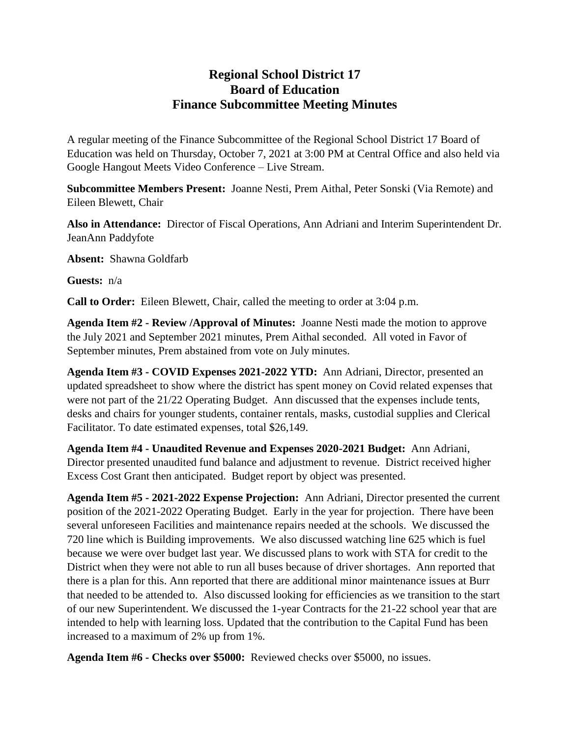# Regional School District 17
# Board of Education
# Finance Subcommittee Meeting Minutes

A regular meeting of the Finance Subcommittee of the Regional School District 17 Board of Education was held on Thursday, October 7, 2021 at 3:00 PM at Central Office and also held via Google Hangout Meets Video Conference – Live Stream.

**Subcommittee Members Present:** Joanne Nesti, Prem Aithal, Peter Sonski (Via Remote) and Eileen Blewett, Chair

**Also in Attendance:** Director of Fiscal Operations, Ann Adriani and Interim Superintendent Dr. JeanAnn Paddyfote

**Absent:** Shawna Goldfarb

**Guests:** n/a

**Call to Order:** Eileen Blewett, Chair, called the meeting to order at 3:04 p.m.

**Agenda Item #2 - Review /Approval of Minutes:** Joanne Nesti made the motion to approve the July 2021 and September 2021 minutes, Prem Aithal seconded. All voted in Favor of September minutes, Prem abstained from vote on July minutes.

**Agenda Item #3 - COVID Expenses 2021-2022 YTD:** Ann Adriani, Director, presented an updated spreadsheet to show where the district has spent money on Covid related expenses that were not part of the 21/22 Operating Budget. Ann discussed that the expenses include tents, desks and chairs for younger students, container rentals, masks, custodial supplies and Clerical Facilitator. To date estimated expenses, total $26,149.

**Agenda Item #4 - Unaudited Revenue and Expenses 2020-2021 Budget:** Ann Adriani, Director presented unaudited fund balance and adjustment to revenue. District received higher Excess Cost Grant then anticipated. Budget report by object was presented.

**Agenda Item #5 - 2021-2022 Expense Projection:** Ann Adriani, Director presented the current position of the 2021-2022 Operating Budget. Early in the year for projection. There have been several unforeseen Facilities and maintenance repairs needed at the schools. We discussed the 720 line which is Building improvements. We also discussed watching line 625 which is fuel because we were over budget last year. We discussed plans to work with STA for credit to the District when they were not able to run all buses because of driver shortages. Ann reported that there is a plan for this. Ann reported that there are additional minor maintenance issues at Burr that needed to be attended to. Also discussed looking for efficiencies as we transition to the start of our new Superintendent. We discussed the 1-year Contracts for the 21-22 school year that are intended to help with learning loss. Updated that the contribution to the Capital Fund has been increased to a maximum of 2% up from 1%.

**Agenda Item #6 - Checks over $5000:** Reviewed checks over $5000, no issues.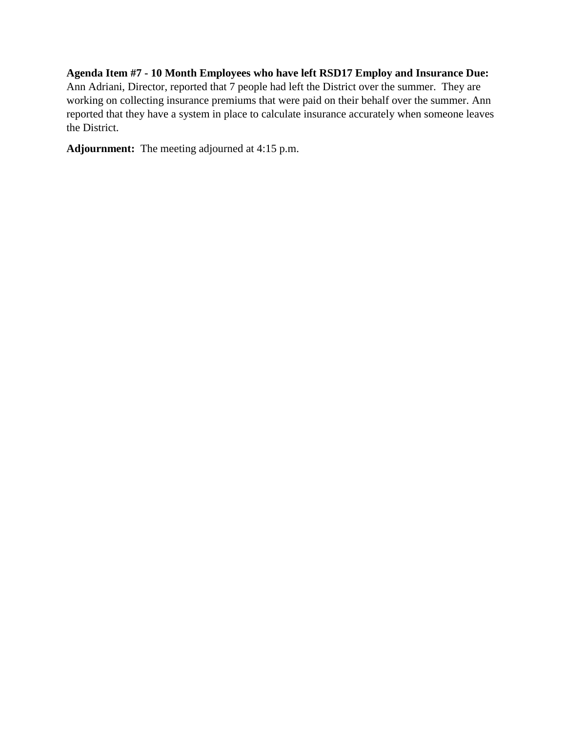**Agenda Item #7 - 10 Month Employees who have left RSD17 Employ and Insurance Due:** Ann Adriani, Director, reported that 7 people had left the District over the summer. They are working on collecting insurance premiums that were paid on their behalf over the summer. Ann reported that they have a system in place to calculate insurance accurately when someone leaves the District.

**Adjournment:** The meeting adjourned at 4:15 p.m.